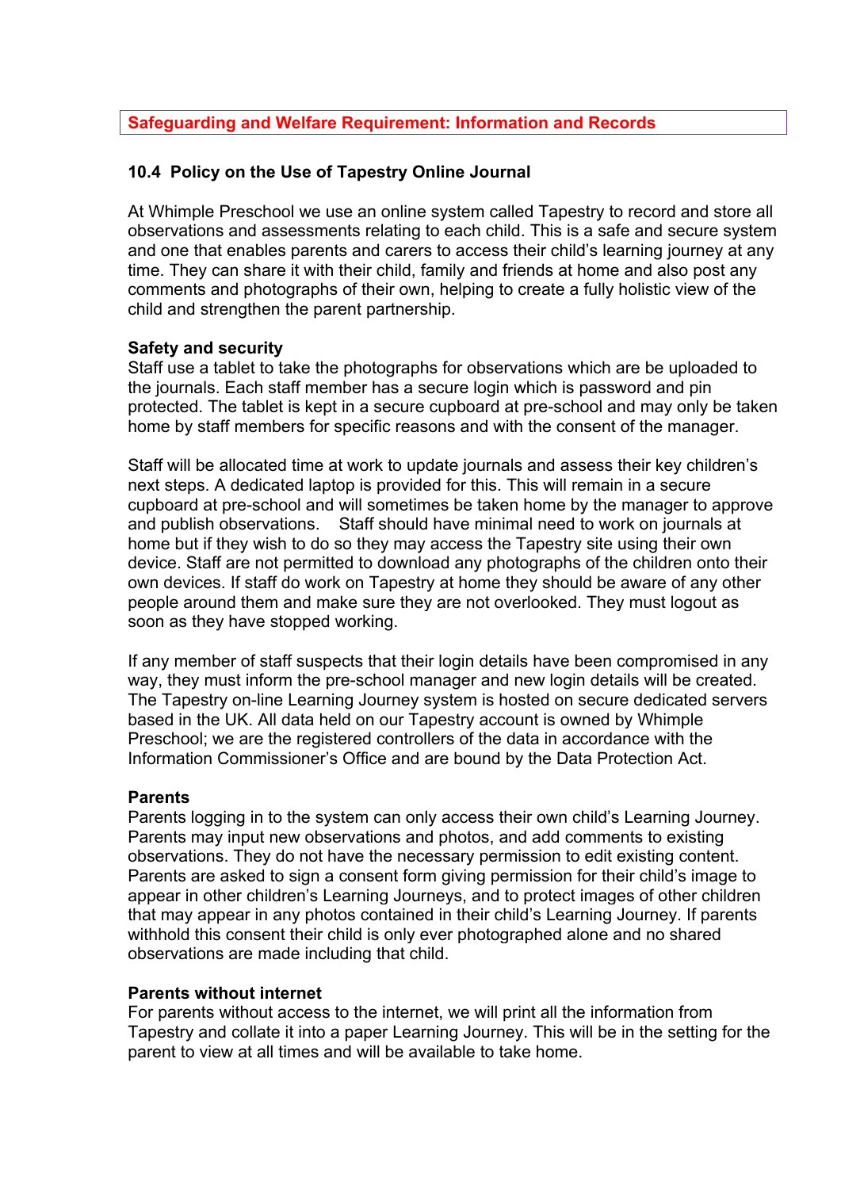**Safeguarding and Welfare Requirement: Information and Records**

## 10.4 Policy on the Use of Tapestry Online Journal

At Whimple Preschool we use an online system called Tapestry to record and store all observations and assessments relating to each child. This is a safe and secure system and one that enables parents and carers to access their child's learning journey at any time. They can share it with their child, family and friends at home and also post any comments and photographs of their own, helping to create a fully holistic view of the child and strengthen the parent partnership.

### Safety and security

Staff use a tablet to take the photographs for observations which are be uploaded to the journals. Each staff member has a secure login which is password and pin protected. The tablet is kept in a secure cupboard at pre-school and may only be taken home by staff members for specific reasons and with the consent of the manager.

Staff will be allocated time at work to update journals and assess their key children's next steps. A dedicated laptop is provided for this. This will remain in a secure cupboard at pre-school and will sometimes be taken home by the manager to approve and publish observations. Staff should have minimal need to work on journals at home but if they wish to do so they may access the Tapestry site using their own device. Staff are not permitted to download any photographs of the children onto their own devices. If staff do work on Tapestry at home they should be aware of any other people around them and make sure they are not overlooked. They must logout as soon as they have stopped working.

If any member of staff suspects that their login details have been compromised in any way, they must inform the pre-school manager and new login details will be created. The Tapestry on-line Learning Journey system is hosted on secure dedicated servers based in the UK. All data held on our Tapestry account is owned by Whimple Preschool; we are the registered controllers of the data in accordance with the Information Commissioner's Office and are bound by the Data Protection Act.

### Parents

Parents logging in to the system can only access their own child's Learning Journey. Parents may input new observations and photos, and add comments to existing observations. They do not have the necessary permission to edit existing content. Parents are asked to sign a consent form giving permission for their child's image to appear in other children's Learning Journeys, and to protect images of other children that may appear in any photos contained in their child's Learning Journey. If parents withhold this consent their child is only ever photographed alone and no shared observations are made including that child.

### Parents without internet

For parents without access to the internet, we will print all the information from Tapestry and collate it into a paper Learning Journey. This will be in the setting for the parent to view at all times and will be available to take home.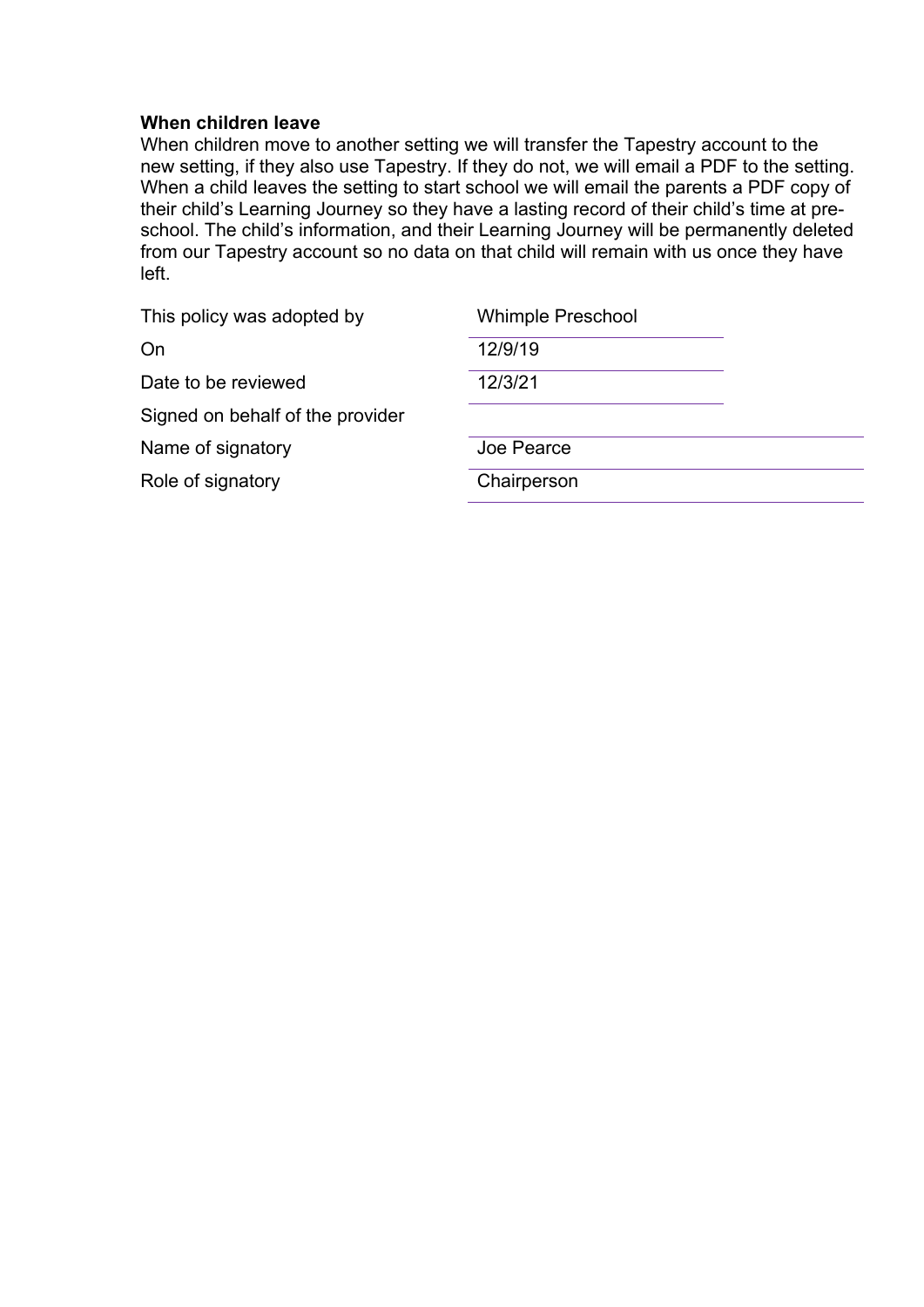**When children leave**

When children move to another setting we will transfer the Tapestry account to the new setting, if they also use Tapestry. If they do not, we will email a PDF to the setting. When a child leaves the setting to start school we will email the parents a PDF copy of their child's Learning Journey so they have a lasting record of their child's time at pre-school. The child's information, and their Learning Journey will be permanently deleted from our Tapestry account so no data on that child will remain with us once they have left.

| | |
|---|---|
| This policy was adopted by | Whimple Preschool |
| On | 12/9/19 |
| Date to be reviewed | 12/3/21 |
| Signed on behalf of the provider | |
| Name of signatory | Joe Pearce |
| Role of signatory | Chairperson |